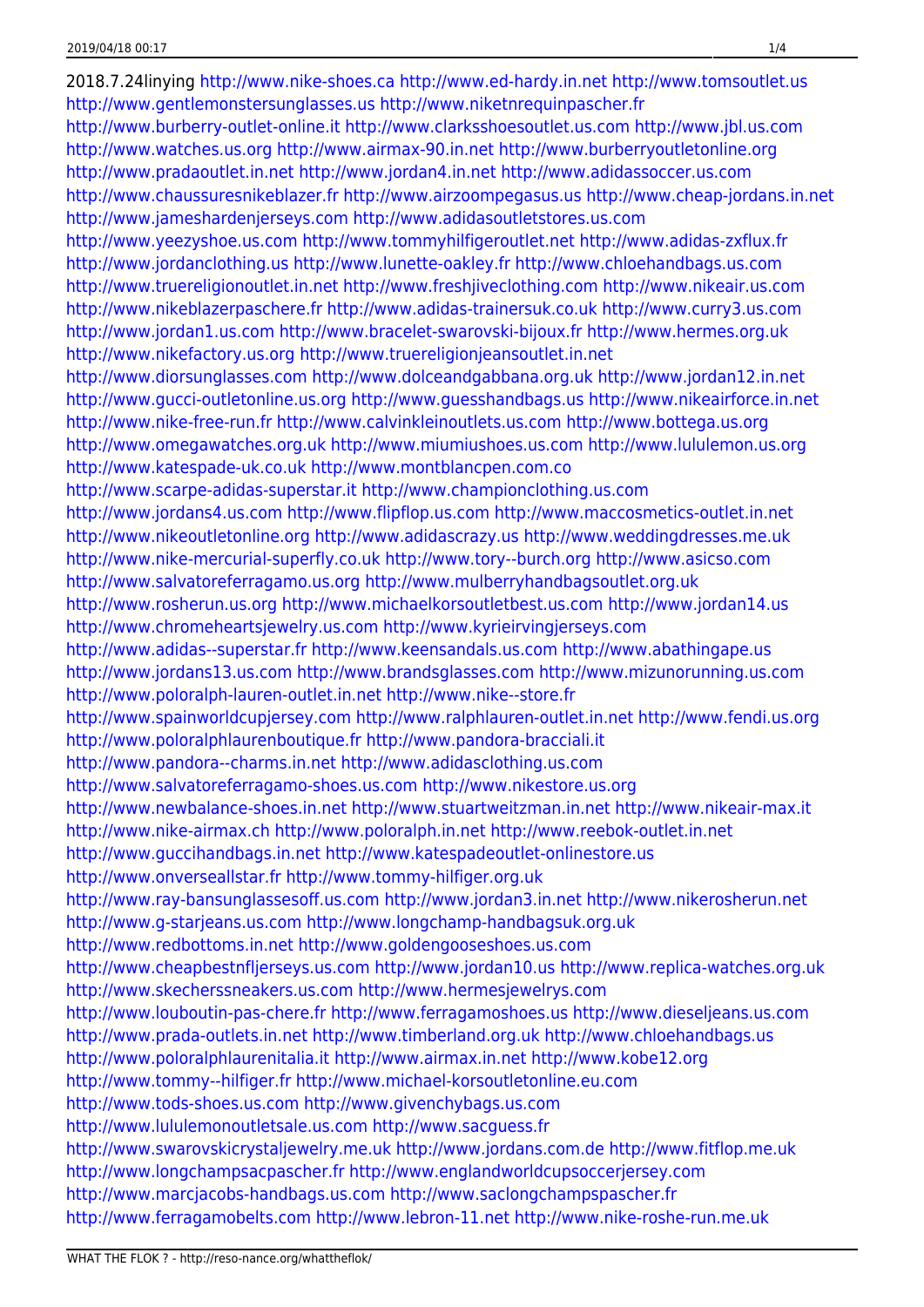2018.7.24linying http://www.nike-shoes.ca http://www.ed-hardy.in.net http://www.tomsoutlet.us http://www.gentlemonstersunglasses.us http://www.niketnrequinpascher.fr http://www.burberry-outlet-online.it http://www.clarksshoesoutlet.us.com http://www.jbl.us.com http://www.watches.us.org http://www.airmax-90.in.net http://www.burberryoutletonline.org http://www.pradaoutlet.in.net http://www.jordan4.in.net http://www.adidassoccer.us.com http://www.chaussuresnikeblazer.fr http://www.airzoompegasus.us http://www.cheap-jordans.in.net http://www.jameshardenjerseys.com http://www.adidasoutletstores.us.com http://www.yeezyshoe.us.com http://www.tommyhilfigeroutlet.net http://www.adidas-zxflux.fr http://www.jordanclothing.us http://www.lunette-oakley.fr http://www.chloehandbags.us.com http://www.truereligionoutlet.in.net http://www.freshjiveclothing.com http://www.nikeair.us.com http://www.nikeblazerpaschere.fr http://www.adidas-trainersuk.co.uk http://www.curry3.us.com http://www.jordan1.us.com http://www.bracelet-swarovski-bijoux.fr http://www.hermes.org.uk http://www.nikefactory.us.org http://www.truereligionjeansoutlet.in.net http://www.diorsunglasses.com http://www.dolceandgabbana.org.uk http://www.jordan12.in.net http://www.gucci-outletonline.us.org http://www.guesshandbags.us http://www.nikeairforce.in.net http://www.nike-free-run.fr http://www.calvinkleinoutlets.us.com http://www.bottega.us.org http://www.omegawatches.org.uk http://www.miumiushoes.us.com http://www.lululemon.us.org http://www.katespade-uk.co.uk http://www.montblancpen.com.co http://www.scarpe-adidas-superstar.it http://www.championclothing.us.com http://www.jordans4.us.com http://www.flipflop.us.com http://www.maccosmetics-outlet.in.net http://www.nikeoutletonline.org http://www.adidascrazy.us http://www.weddingdresses.me.uk http://www.nike-mercurial-superfly.co.uk http://www.tory--burch.org http://www.asicso.com http://www.salvatoreferragamo.us.org http://www.mulberryhandbagsoutlet.org.uk http://www.rosherun.us.org http://www.michaelkorsoutletbest.us.com http://www.jordan14.us http://www.chromeheartsjewelry.us.com http://www.kyrieirvingjerseys.com http://www.adidas--superstar.fr http://www.keensandals.us.com http://www.abathingape.us http://www.jordans13.us.com http://www.brandsglasses.com http://www.mizunorunning.us.com http://www.poloralph-lauren-outlet.in.net http://www.nike--store.fr http://www.spainworldcupjersey.com http://www.ralphlauren-outlet.in.net http://www.fendi.us.org http://www.poloralphlaurenboutique.fr http://www.pandora-bracciali.it http://www.pandora--charms.in.net http://www.adidasclothing.us.com http://www.salvatoreferragamo-shoes.us.com http://www.nikestore.us.org http://www.newbalance-shoes.in.net http://www.stuartweitzman.in.net http://www.nikeair-max.it http://www.nike-airmax.ch http://www.poloralph.in.net http://www.reebok-outlet.in.net http://www.guccihandbags.in.net http://www.katespadeoutlet-onlinestore.us http://www.onverseallstar.fr http://www.tommy-hilfiger.org.uk http://www.ray-bansunglassesoff.us.com http://www.jordan3.in.net http://www.nikerosherun.net http://www.g-starjeans.us.com http://www.longchamp-handbagsuk.org.uk http://www.redbottoms.in.net http://www.goldengooseshoes.us.com http://www.cheapbestnfljerseys.us.com http://www.jordan10.us http://www.replica-watches.org.uk http://www.skecherssneakers.us.com http://www.hermesjewelrys.com http://www.louboutin-pas-chere.fr http://www.ferragamoshoes.us http://www.dieseljeans.us.com http://www.prada-outlets.in.net http://www.timberland.org.uk http://www.chloehandbags.us http://www.poloralphlaurenitalia.it http://www.airmax.in.net http://www.kobe12.org http://www.tommy--hilfiger.fr http://www.michael-korsoutletonline.eu.com http://www.tods-shoes.us.com http://www.givenchybags.us.com http://www.lululemonoutletsale.us.com http://www.sacguess.fr http://www.swarovskicrystaljewelry.me.uk http://www.jordans.com.de http://www.fitflop.me.uk http://www.longchampsacpascher.fr http://www.englandworldcupsoccerjersey.com http://www.marcjacobs-handbags.us.com http://www.saclongchampspascher.fr http://www.ferragamobelts.com http://www.lebron-11.net http://www.nike-roshe-run.me.uk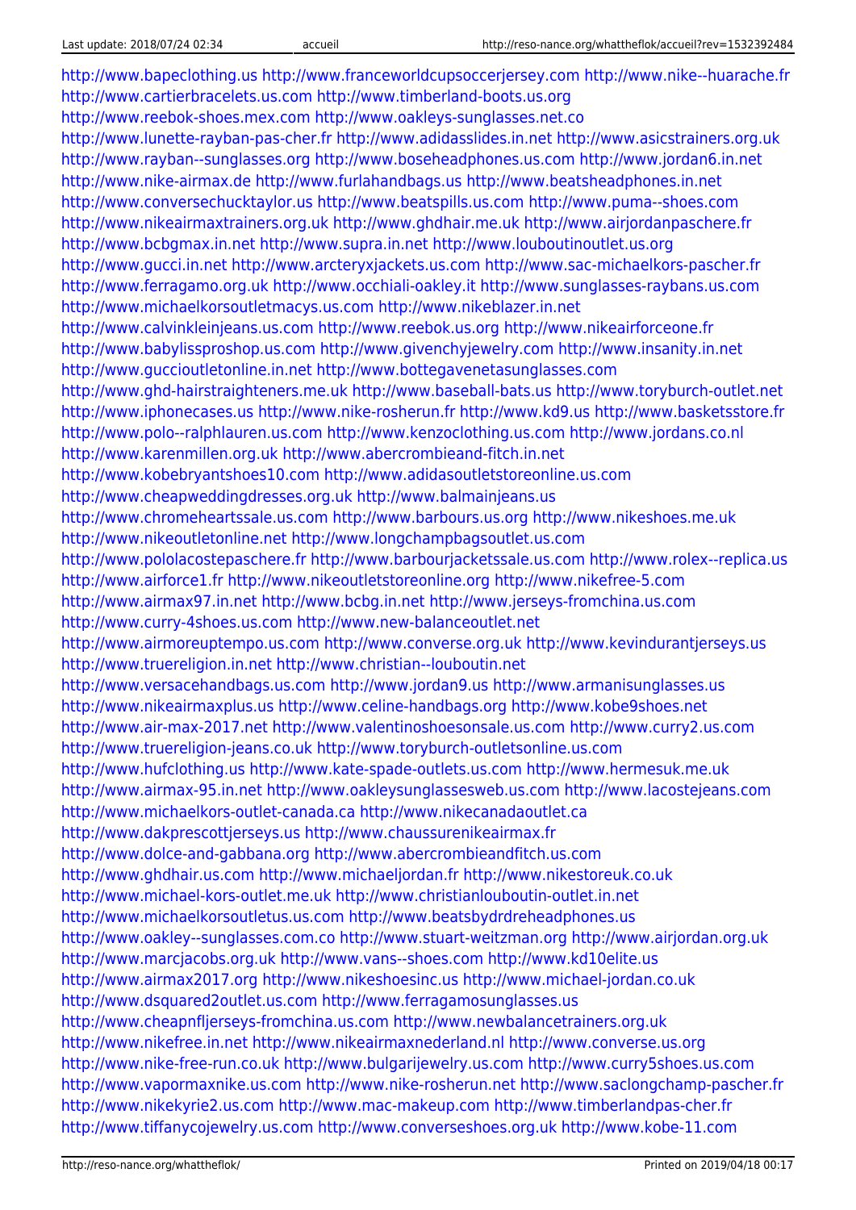http://www.bapeclothing.us http://www.franceworldcupsoccerjersey.com http://www.nike--huarache.fr
http://www.cartierbracelets.us.com http://www.timberland-boots.us.org
http://www.reebok-shoes.mex.com http://www.oakleys-sunglasses.net.co
http://www.lunette-rayban-pas-cher.fr http://www.adidasslides.in.net http://www.asicstrainers.org.uk
http://www.rayban--sunglasses.org http://www.boseheadphones.us.com http://www.jordan6.in.net
http://www.nike-airmax.de http://www.furlahandbags.us http://www.beatsheadphones.in.net
http://www.conversechucktaylor.us http://www.beatspills.us.com http://www.puma--shoes.com
http://www.nikeairmaxtrainers.org.uk http://www.ghdhair.me.uk http://www.airjordanpaschere.fr
http://www.bcbgmax.in.net http://www.supra.in.net http://www.louboutinoutlet.us.org
http://www.gucci.in.net http://www.arcteryxjackets.us.com http://www.sac-michaelkors-pascher.fr
http://www.ferragamo.org.uk http://www.occhiali-oakley.it http://www.sunglasses-raybans.us.com
http://www.michaelkorsoutletmacys.us.com http://www.nikeblazer.in.net
http://www.calvinkleinjeans.us.com http://www.reebok.us.org http://www.nikeairforceone.fr
http://www.babylissproshop.us.com http://www.givenchyjewelry.com http://www.insanity.in.net
http://www.guccioutletonline.in.net http://www.bottegavenetasunglasses.com
http://www.ghd-hairstraighteners.me.uk http://www.baseball-bats.us http://www.toryburch-outlet.net
http://www.iphonecases.us http://www.nike-rosherun.fr http://www.kd9.us http://www.basketsstore.fr
http://www.polo--ralphlauren.us.com http://www.kenzoclothing.us.com http://www.jordans.co.nl
http://www.karenmillen.org.uk http://www.abercrombieand-fitch.in.net
http://www.kobebryantshoes10.com http://www.adidasoutletstoreonline.us.com
http://www.cheapweddingdresses.org.uk http://www.balmainjeans.us
http://www.chromeheartssale.us.com http://www.barbours.us.org http://www.nikeshoes.me.uk
http://www.nikeoutletonline.net http://www.longchampbagsoutlet.us.com
http://www.pololacostepaschere.fr http://www.barbourjacketssale.us.com http://www.rolex--replica.us
http://www.airforce1.fr http://www.nikeoutletstoreonline.org http://www.nikefree-5.com
http://www.airmax97.in.net http://www.bcbg.in.net http://www.jerseys-fromchina.us.com
http://www.curry-4shoes.us.com http://www.new-balanceoutlet.net
http://www.airmoreuptempo.us.com http://www.converse.org.uk http://www.kevindurantjerseys.us
http://www.truereligion.in.net http://www.christian--louboutin.net
http://www.versacehandbags.us.com http://www.jordan9.us http://www.armanisunglasses.us
http://www.nikeairmaxplus.us http://www.celine-handbags.org http://www.kobe9shoes.net
http://www.air-max-2017.net http://www.valentinoshoesonsale.us.com http://www.curry2.us.com
http://www.truereligion-jeans.co.uk http://www.toryburch-outletsonline.us.com
http://www.hufclothing.us http://www.kate-spade-outlets.us.com http://www.hermesuk.me.uk
http://www.airmax-95.in.net http://www.oakleysunglassesweb.us.com http://www.lacostejeans.com
http://www.michaelkors-outlet-canada.ca http://www.nikecanadaoutlet.ca
http://www.dakprescottjerseys.us http://www.chaussurenikeairmax.fr
http://www.dolce-and-gabbana.org http://www.abercrombieandfitch.us.com
http://www.ghdhair.us.com http://www.michaeljordan.fr http://www.nikestoreuk.co.uk
http://www.michael-kors-outlet.me.uk http://www.christianlouboutin-outlet.in.net
http://www.michaelkorsoutletus.us.com http://www.beatsbydrdreheadphones.us
http://www.oakley--sunglasses.com.co http://www.stuart-weitzman.org http://www.airjordan.org.uk
http://www.marcjacobs.org.uk http://www.vans--shoes.com http://www.kd10elite.us
http://www.airmax2017.org http://www.nikeshoesinc.us http://www.michael-jordan.co.uk
http://www.dsquared2outlet.us.com http://www.ferragamosunglasses.us
http://www.cheapnfljerseys-fromchina.us.com http://www.newbalancetrainers.org.uk
http://www.nikefree.in.net http://www.nikeairmaxnederland.nl http://www.converse.us.org
http://www.nike-free-run.co.uk http://www.bulgarijewelry.us.com http://www.curry5shoes.us.com
http://www.vapormaxnike.us.com http://www.nike-rosherun.net http://www.saclongchamp-pascher.fr
http://www.nikekyrie2.us.com http://www.mac-makeup.com http://www.timberlandpas-cher.fr
http://www.tiffanycojewelry.us.com http://www.converseshoes.org.uk http://www.kobe-11.com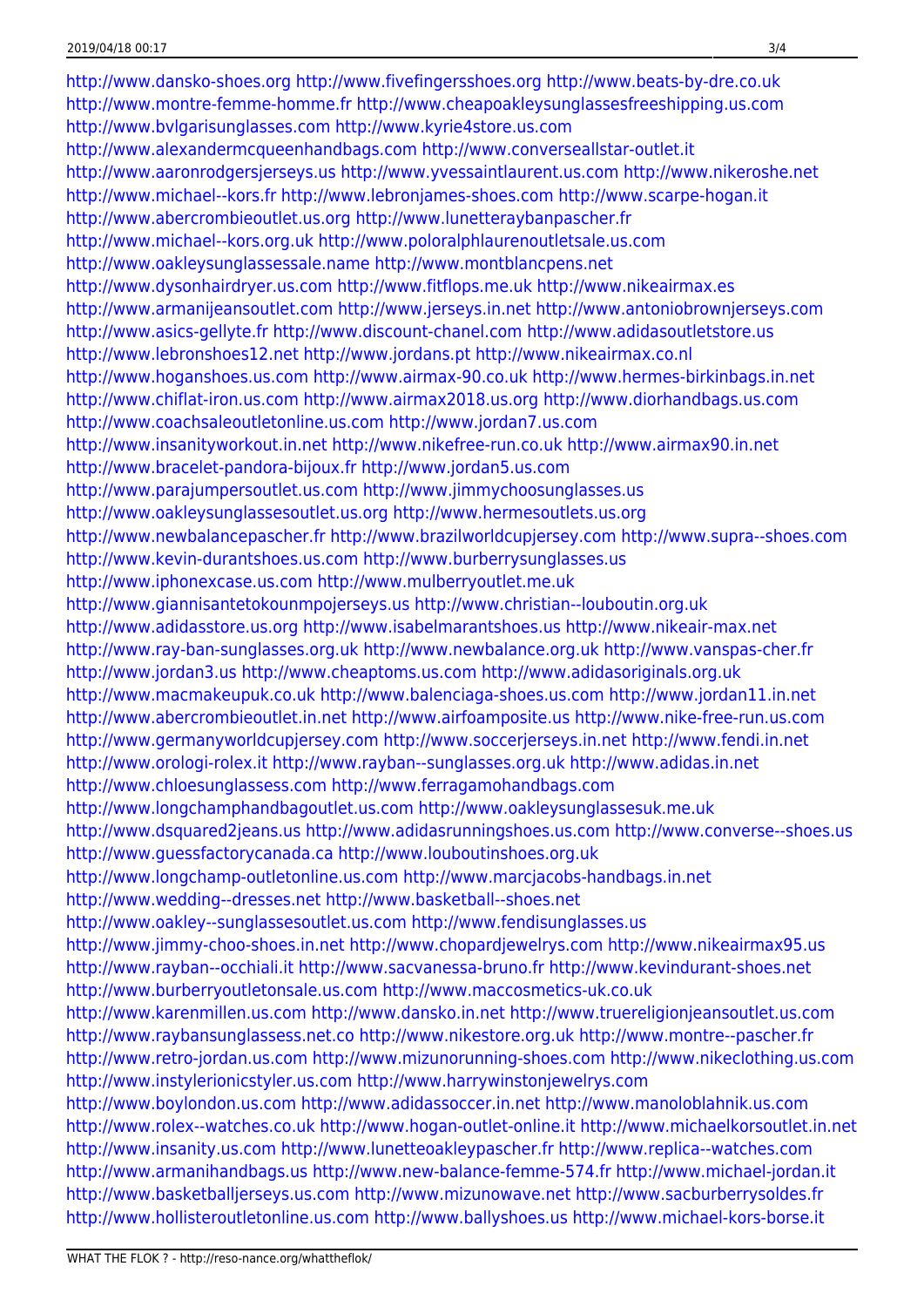http://www.dansko-shoes.org http://www.fivefingersshoes.org http://www.beats-by-dre.co.uk
http://www.montre-femme-homme.fr http://www.cheapoakleysunglassesfreeshipping.us.com
http://www.bvlgarisunglasses.com http://www.kyrie4store.us.com
http://www.alexandermcqueenhandbags.com http://www.converseallstar-outlet.it
http://www.aaronrodgersjerseys.us http://www.yvessaintlaurent.us.com http://www.nikeroshe.net
http://www.michael--kors.fr http://www.lebronjames-shoes.com http://www.scarpe-hogan.it
http://www.abercrombieoutlet.us.org http://www.lunetteraybanpascher.fr
http://www.michael--kors.org.uk http://www.poloralphlaurenoutletsale.us.com
http://www.oakleysunglassessale.name http://www.montblancpens.net
http://www.dysonhairdryer.us.com http://www.fitflops.me.uk http://www.nikeairmax.es
http://www.armanijeansoutlet.com http://www.jerseys.in.net http://www.antoniobrownjerseys.com
http://www.asics-gellyte.fr http://www.discount-chanel.com http://www.adidasoutletstore.us
http://www.lebronshoes12.net http://www.jordans.pt http://www.nikeairmax.co.nl
http://www.hoganshoes.us.com http://www.airmax-90.co.uk http://www.hermes-birkinbags.in.net
http://www.chiflat-iron.us.com http://www.airmax2018.us.org http://www.diorhandbags.us.com
http://www.coachsaleoutletonline.us.com http://www.jordan7.us.com
http://www.insanityworkout.in.net http://www.nikefree-run.co.uk http://www.airmax90.in.net
http://www.bracelet-pandora-bijoux.fr http://www.jordan5.us.com
http://www.parajumpersoutlet.us.com http://www.jimmychoosunglasses.us
http://www.oakleysunglassesoutlet.us.org http://www.hermesoutlets.us.org
http://www.newbalancepascher.fr http://www.brazilworldcupjersey.com http://www.supra--shoes.com
http://www.kevin-durantshoes.us.com http://www.burberrysunglasses.us
http://www.iphonexcase.us.com http://www.mulberryoutlet.me.uk
http://www.giannisantetokounmpojerseys.us http://www.christian--louboutin.org.uk
http://www.adidasstore.us.org http://www.isabelmarantshoes.us http://www.nikeair-max.net
http://www.ray-ban-sunglasses.org.uk http://www.newbalance.org.uk http://www.vanspas-cher.fr
http://www.jordan3.us http://www.cheaptoms.us.com http://www.adidasoriginals.org.uk
http://www.macmakeupuk.co.uk http://www.balenciaga-shoes.us.com http://www.jordan11.in.net
http://www.abercrombieoutlet.in.net http://www.airfoamposite.us http://www.nike-free-run.us.com
http://www.germanyworldcupjersey.com http://www.soccerjerseys.in.net http://www.fendi.in.net
http://www.orologi-rolex.it http://www.rayban--sunglasses.org.uk http://www.adidas.in.net
http://www.chloesunglassess.com http://www.ferragamohandbags.com
http://www.longchamphandbagoutlet.us.com http://www.oakleysunglassesuk.me.uk
http://www.dsquared2jeans.us http://www.adidasrunningshoes.us.com http://www.converse--shoes.us
http://www.guessfactorycanada.ca http://www.louboutinshoes.org.uk
http://www.longchamp-outletonline.us.com http://www.marcjacobs-handbags.in.net
http://www.wedding--dresses.net http://www.basketball--shoes.net
http://www.oakley--sunglassesoutlet.us.com http://www.fendisunglasses.us
http://www.jimmy-choo-shoes.in.net http://www.chopardjewelrys.com http://www.nikeairmax95.us
http://www.rayban--occhiali.it http://www.sacvanessa-bruno.fr http://www.kevindurant-shoes.net
http://www.burberryoutletonsale.us.com http://www.maccosmetics-uk.co.uk
http://www.karenmillen.us.com http://www.dansko.in.net http://www.truereligionjeansoutlet.us.com
http://www.raybansunglassess.net.co http://www.nikestore.org.uk http://www.montre--pascher.fr
http://www.retro-jordan.us.com http://www.mizunorunning-shoes.com http://www.nikeclothing.us.com
http://www.instylerionicstyler.us.com http://www.harrywinstonjewelrys.com
http://www.boylondon.us.com http://www.adidassoccer.in.net http://www.manoloblahnik.us.com
http://www.rolex--watches.co.uk http://www.hogan-outlet-online.it http://www.michaelkorsoutlet.in.net
http://www.insanity.us.com http://www.lunetteoakleypascher.fr http://www.replica--watches.com
http://www.armanihandbags.us http://www.new-balance-femme-574.fr http://www.michael-jordan.it
http://www.basketballjerseys.us.com http://www.mizunowave.net http://www.sacburberrysoldes.fr
http://www.hollisteroutletonline.us.com http://www.ballyshoes.us http://www.michael-kors-borse.it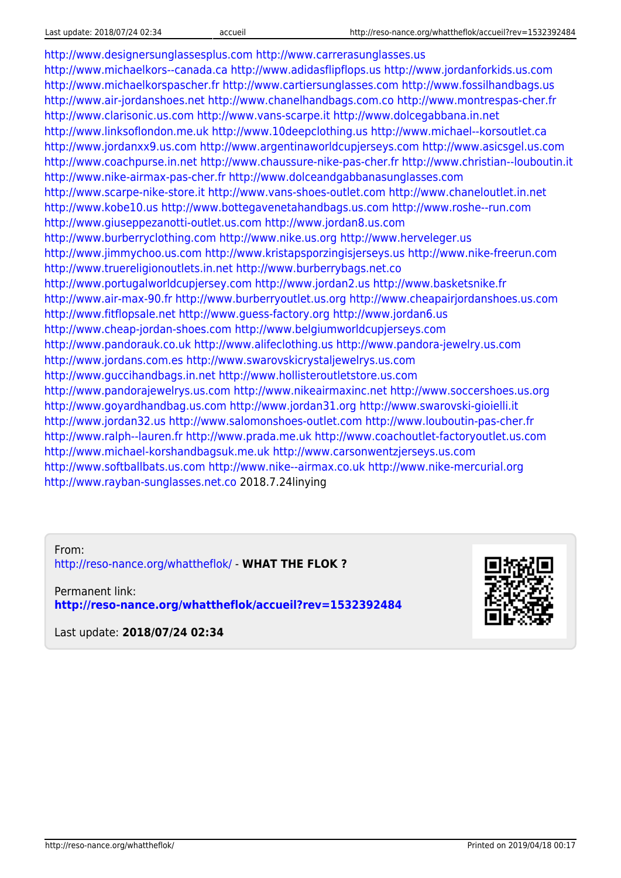http://www.designersunglassesplus.com http://www.carrerasunglasses.us
http://www.michaelkors--canada.ca http://www.adidasflipflops.us http://www.jordanforkids.us.com
http://www.michaelkorspascher.fr http://www.cartiersunglasses.com http://www.fossilhandbags.us
http://www.air-jordanshoes.net http://www.chanelhandbags.com.co http://www.montrespas-cher.fr
http://www.clarisonic.us.com http://www.vans-scarpe.it http://www.dolcegabbana.in.net
http://www.linksoflondon.me.uk http://www.10deepclothing.us http://www.michael--korsoutlet.ca
http://www.jordanxx9.us.com http://www.argentinaworldcupjerseys.com http://www.asicsgel.us.com
http://www.coachpurse.in.net http://www.chaussure-nike-pas-cher.fr http://www.christian--louboutin.it
http://www.nike-airmax-pas-cher.fr http://www.dolceandgabbanasunglasses.com
http://www.scarpe-nike-store.it http://www.vans-shoes-outlet.com http://www.chaneloutlet.in.net
http://www.kobe10.us http://www.bottegavenetahandbags.us.com http://www.roshe--run.com
http://www.giuseppezanotti-outlet.us.com http://www.jordan8.us.com
http://www.burberryclothing.com http://www.nike.us.org http://www.herveleger.us
http://www.jimmychoo.us.com http://www.kristapsporzingisjerseys.us http://www.nike-freerun.com
http://www.truereligionoutlets.in.net http://www.burberrybags.net.co
http://www.portugalworldcupjersey.com http://www.jordan2.us http://www.basketsnike.fr
http://www.air-max-90.fr http://www.burberryoutlet.us.org http://www.cheapairjordanshoes.us.com
http://www.fitflopsale.net http://www.guess-factory.org http://www.jordan6.us
http://www.cheap-jordan-shoes.com http://www.belgiumworldcupjerseys.com
http://www.pandorauk.co.uk http://www.alifeclothing.us http://www.pandora-jewelry.us.com
http://www.jordans.com.es http://www.swarovskicrystaljewelrys.us.com
http://www.guccihandbags.in.net http://www.hollisteroutletstore.us.com
http://www.pandorajewelrys.us.com http://www.nikeairmaxinc.net http://www.soccershoes.us.org
http://www.goyardhandbag.us.com http://www.jordan31.org http://www.swarovski-gioielli.it
http://www.jordan32.us http://www.salomonshoes-outlet.com http://www.louboutin-pas-cher.fr
http://www.ralph--lauren.fr http://www.prada.me.uk http://www.coachoutlet-factoryoutlet.us.com
http://www.michael-korshandbagsuk.me.uk http://www.carsonwentzjerseys.us.com
http://www.softballbats.us.com http://www.nike--airmax.co.uk http://www.nike-mercurial.org
http://www.rayban-sunglasses.net.co 2018.7.24linying

From:
http://reso-nance.org/wattheflok/ - **WHAT THE FLOK ?**

Permanent link:
**http://reso-nance.org/wattheflok/accueil?rev=1532392484**

Last update: **2018/07/24 02:34**